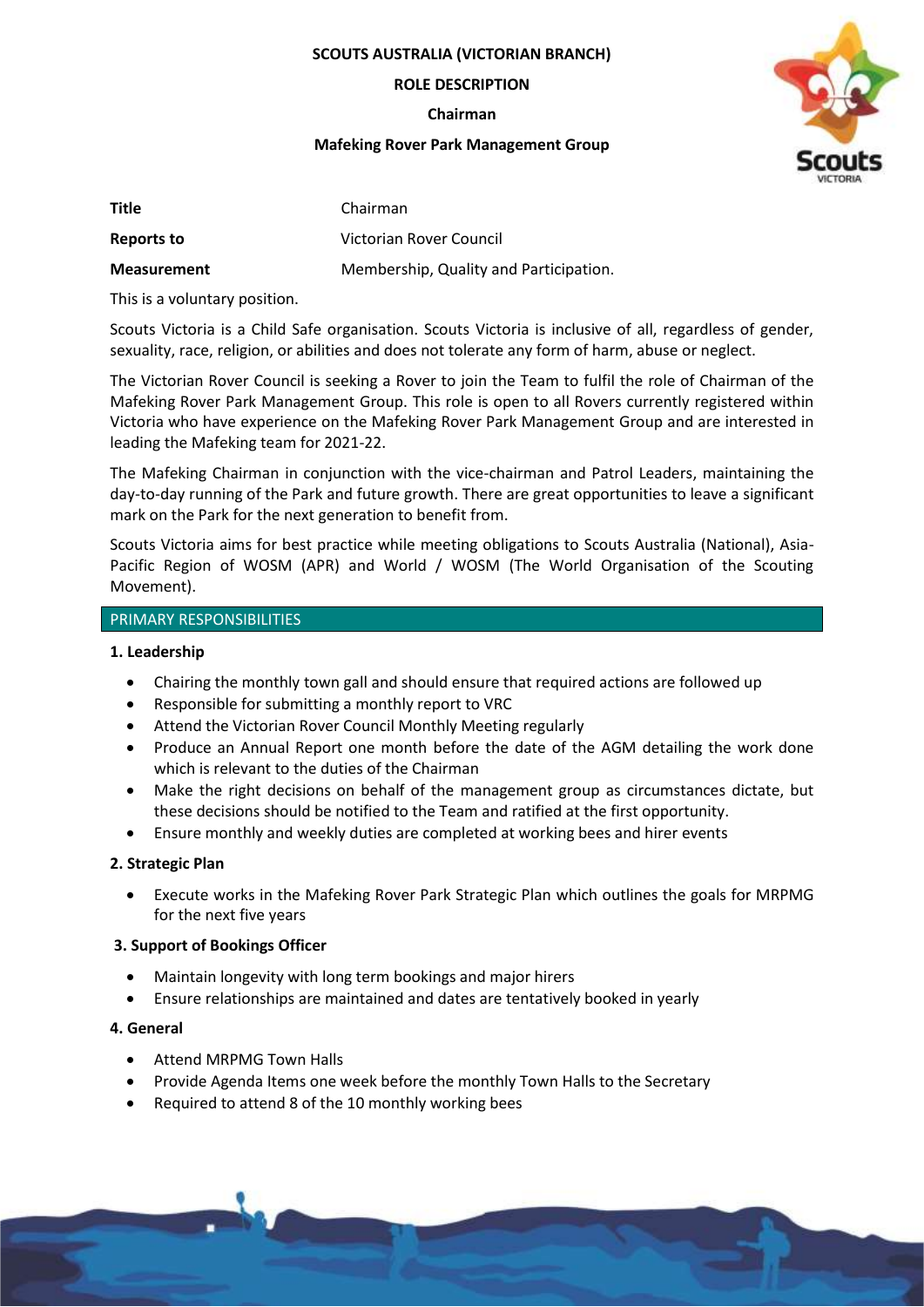**SCOUTS AUSTRALIA (VICTORIAN BRANCH)**

**ROLE DESCRIPTION**

**Chairman**

**Mafeking Rover Park Management Group**

| **Title** | Chairman |
|---|---|
| **Reports to** | Victorian Rover Council |
| **Measurement** | Membership, Quality and Participation. |

This is a voluntary position.

Scouts Victoria is a Child Safe organisation. Scouts Victoria is inclusive of all, regardless of gender, sexuality, race, religion, or abilities and does not tolerate any form of harm, abuse or neglect.

The Victorian Rover Council is seeking a Rover to join the Team to fulfil the role of Chairman of the Mafeking Rover Park Management Group. This role is open to all Rovers currently registered within Victoria who have experience on the Mafeking Rover Park Management Group and are interested in leading the Mafeking team for 2021-22.

The Mafeking Chairman in conjunction with the vice-chairman and Patrol Leaders, maintaining the day-to-day running of the Park and future growth. There are great opportunities to leave a significant mark on the Park for the next generation to benefit from.

Scouts Victoria aims for best practice while meeting obligations to Scouts Australia (National), Asia-Pacific Region of WOSM (APR) and World / WOSM (The World Organisation of the Scouting Movement).

## PRIMARY RESPONSIBILITIES

### 1. Leadership

- Chairing the monthly town gall and should ensure that required actions are followed up
- Responsible for submitting a monthly report to VRC
- Attend the Victorian Rover Council Monthly Meeting regularly
- Produce an Annual Report one month before the date of the AGM detailing the work done which is relevant to the duties of the Chairman
- Make the right decisions on behalf of the management group as circumstances dictate, but these decisions should be notified to the Team and ratified at the first opportunity.
- Ensure monthly and weekly duties are completed at working bees and hirer events

### 2. Strategic Plan

- Execute works in the Mafeking Rover Park Strategic Plan which outlines the goals for MRPMG for the next five years

### 3. Support of Bookings Officer

- Maintain longevity with long term bookings and major hirers
- Ensure relationships are maintained and dates are tentatively booked in yearly

### 4. General

- Attend MRPMG Town Halls
- Provide Agenda Items one week before the monthly Town Halls to the Secretary
- Required to attend 8 of the 10 monthly working bees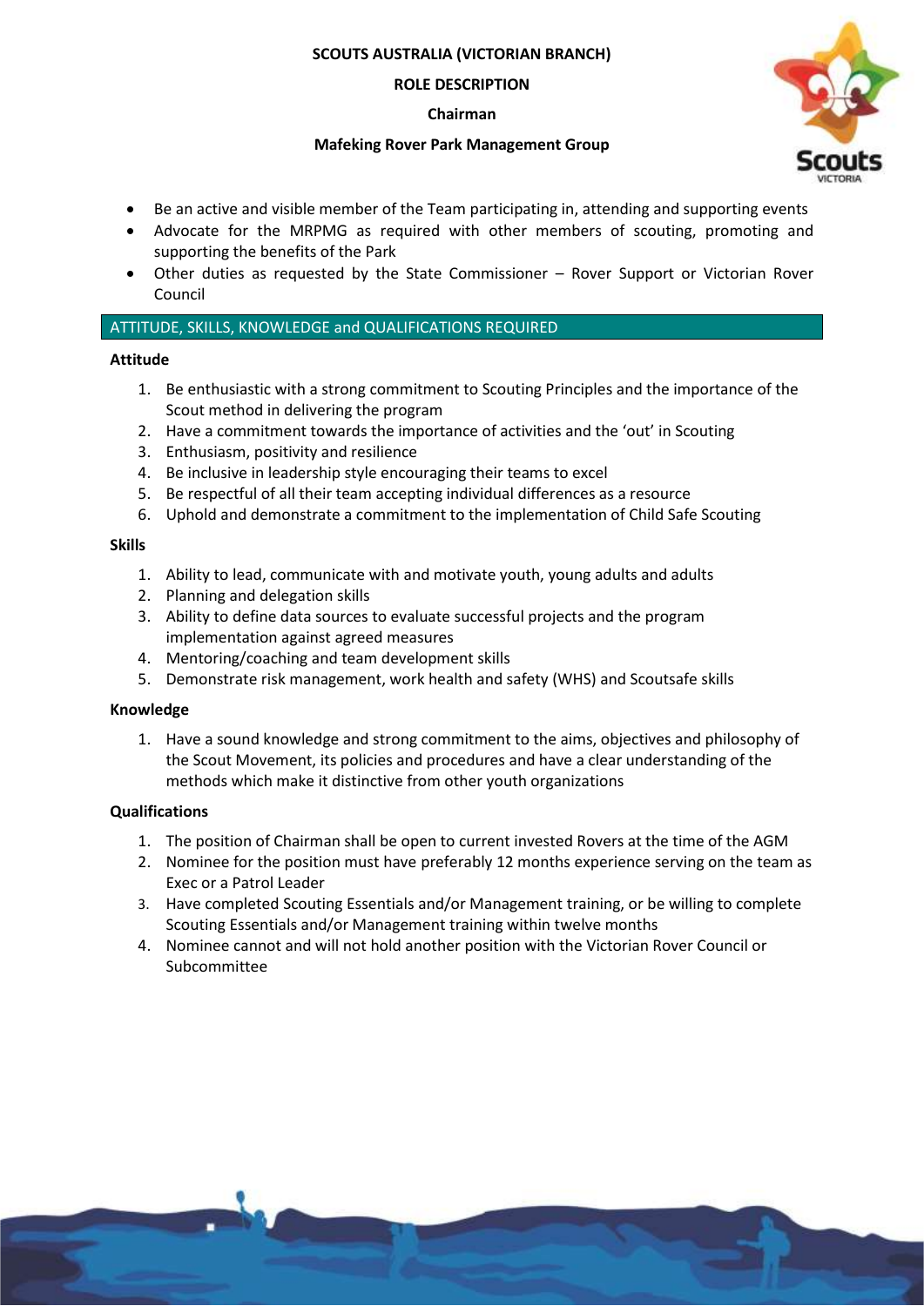**SCOUTS AUSTRALIA (VICTORIAN BRANCH)**

**ROLE DESCRIPTION**

**Chairman**

**Mafeking Rover Park Management Group**

- Be an active and visible member of the Team participating in, attending and supporting events
- Advocate for the MRPMG as required with other members of scouting, promoting and supporting the benefits of the Park
- Other duties as requested by the State Commissioner – Rover Support or Victorian Rover Council

## ATTITUDE, SKILLS, KNOWLEDGE and QUALIFICATIONS REQUIRED

**Attitude**

1. Be enthusiastic with a strong commitment to Scouting Principles and the importance of the Scout method in delivering the program
2. Have a commitment towards the importance of activities and the 'out' in Scouting
3. Enthusiasm, positivity and resilience
4. Be inclusive in leadership style encouraging their teams to excel
5. Be respectful of all their team accepting individual differences as a resource
6. Uphold and demonstrate a commitment to the implementation of Child Safe Scouting

**Skills**

1. Ability to lead, communicate with and motivate youth, young adults and adults
2. Planning and delegation skills
3. Ability to define data sources to evaluate successful projects and the program implementation against agreed measures
4. Mentoring/coaching and team development skills
5. Demonstrate risk management, work health and safety (WHS) and Scoutsafe skills

**Knowledge**

1. Have a sound knowledge and strong commitment to the aims, objectives and philosophy of the Scout Movement, its policies and procedures and have a clear understanding of the methods which make it distinctive from other youth organizations

**Qualifications**

1. The position of Chairman shall be open to current invested Rovers at the time of the AGM
2. Nominee for the position must have preferably 12 months experience serving on the team as Exec or a Patrol Leader
3. Have completed Scouting Essentials and/or Management training, or be willing to complete Scouting Essentials and/or Management training within twelve months
4. Nominee cannot and will not hold another position with the Victorian Rover Council or Subcommittee